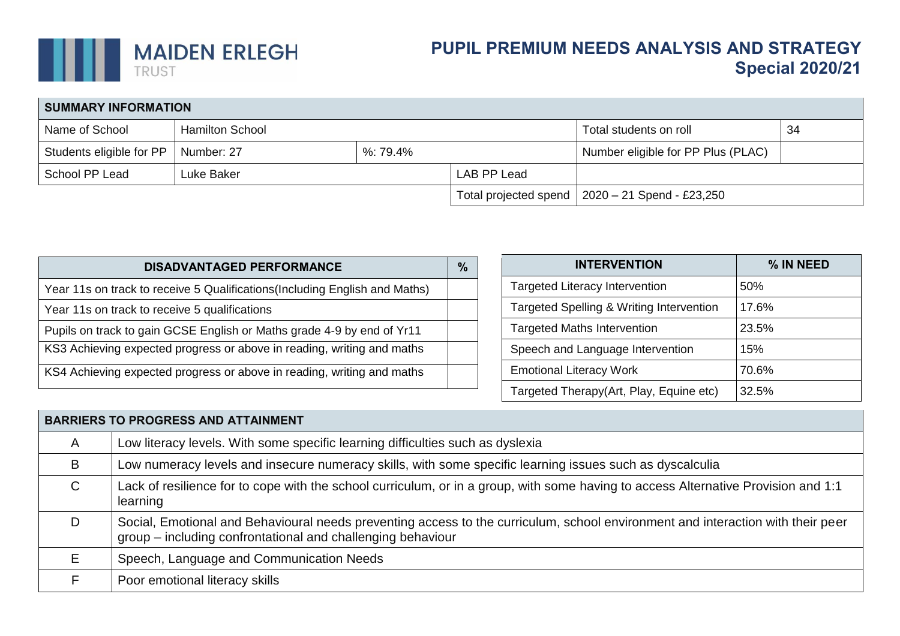MAIDEN ERLEGH TRUST

# PUPIL PREMIUM NEEDS ANALYSIS AND STRATEGY
## Special 2020/21

| SUMMARY INFORMATION | | | | | |
|---|---|---|---|---|---|
| Name of School | Hamilton School | | | Total students on roll | 34 |
| Students eligible for PP | Number: 27 | %: 79.4% | | Number eligible for PP Plus (PLAC) | |
| School PP Lead | Luke Baker | | LAB PP Lead | | |
| | | | Total projected spend | 2020 – 21 Spend - £23,250 | |

| DISADVANTAGED PERFORMANCE | % |
|---|---|
| Year 11s on track to receive 5 Qualifications(Including English and Maths) | |
| Year 11s on track to receive 5 qualifications | |
| Pupils on track to gain GCSE English or Maths grade 4-9 by end of Yr11 | |
| KS3 Achieving expected progress or above in reading, writing and maths | |
| KS4 Achieving expected progress or above in reading, writing and maths | |

| INTERVENTION | % IN NEED |
|---|---|
| Targeted Literacy Intervention | 50% |
| Targeted Spelling & Writing Intervention | 17.6% |
| Targeted Maths Intervention | 23.5% |
| Speech and Language Intervention | 15% |
| Emotional Literacy Work | 70.6% |
| Targeted Therapy(Art, Play, Equine etc) | 32.5% |

| BARRIERS TO PROGRESS AND ATTAINMENT | |
|---|---|
| A | Low literacy levels. With some specific learning difficulties such as dyslexia |
| B | Low numeracy levels and insecure numeracy skills, with some specific learning issues such as dyscalculia |
| C | Lack of resilience for to cope with the school curriculum, or in a group, with some having to access Alternative Provision and 1:1 learning |
| D | Social, Emotional and Behavioural needs preventing access to the curriculum, school environment and interaction with their peer group – including confrontational and challenging behaviour |
| E | Speech, Language and Communication Needs |
| F | Poor emotional literacy skills |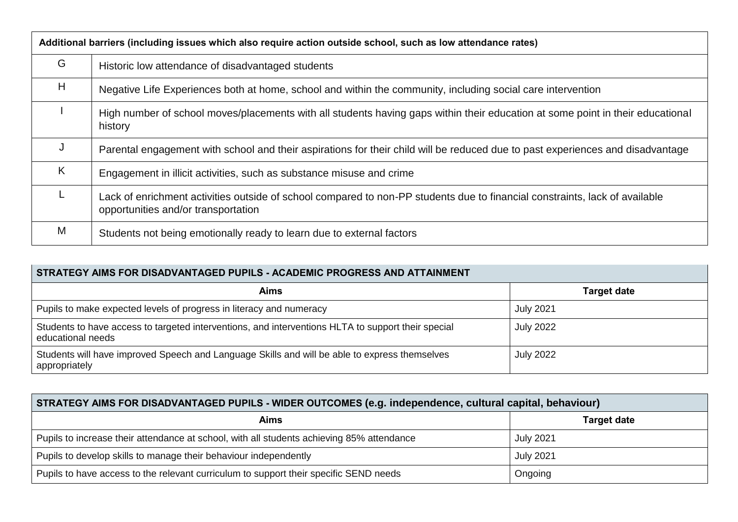| Additional barriers (including issues which also require action outside school, such as low attendance rates) | |
|---|---|
| G | Historic low attendance of disadvantaged students |
| H | Negative Life Experiences both at home, school and within the community, including social care intervention |
| I | High number of school moves/placements with all students having gaps within their education at some point in their educational history |
| J | Parental engagement with school and their aspirations for their child will be reduced due to past experiences and disadvantage |
| K | Engagement in illicit activities, such as substance misuse and crime |
| L | Lack of enrichment activities outside of school compared to non-PP students due to financial constraints, lack of available opportunities and/or transportation |
| M | Students not being emotionally ready to learn due to external factors |

| STRATEGY AIMS FOR DISADVANTAGED PUPILS - ACADEMIC PROGRESS AND ATTAINMENT | |
|---|---|
| **Aims** | **Target date** |
| Pupils to make expected levels of progress in literacy and numeracy | July 2021 |
| Students to have access to targeted interventions, and interventions HLTA to support their special educational needs | July 2022 |
| Students will have improved Speech and Language Skills and will be able to express themselves appropriately | July 2022 |

| STRATEGY AIMS FOR DISADVANTAGED PUPILS - WIDER OUTCOMES (e.g. independence, cultural capital, behaviour) | |
|---|---|
| **Aims** | **Target date** |
| Pupils to increase their attendance at school, with all students achieving 85% attendance | July 2021 |
| Pupils to develop skills to manage their behaviour independently | July 2021 |
| Pupils to have access to the relevant curriculum to support their specific SEND needs | Ongoing |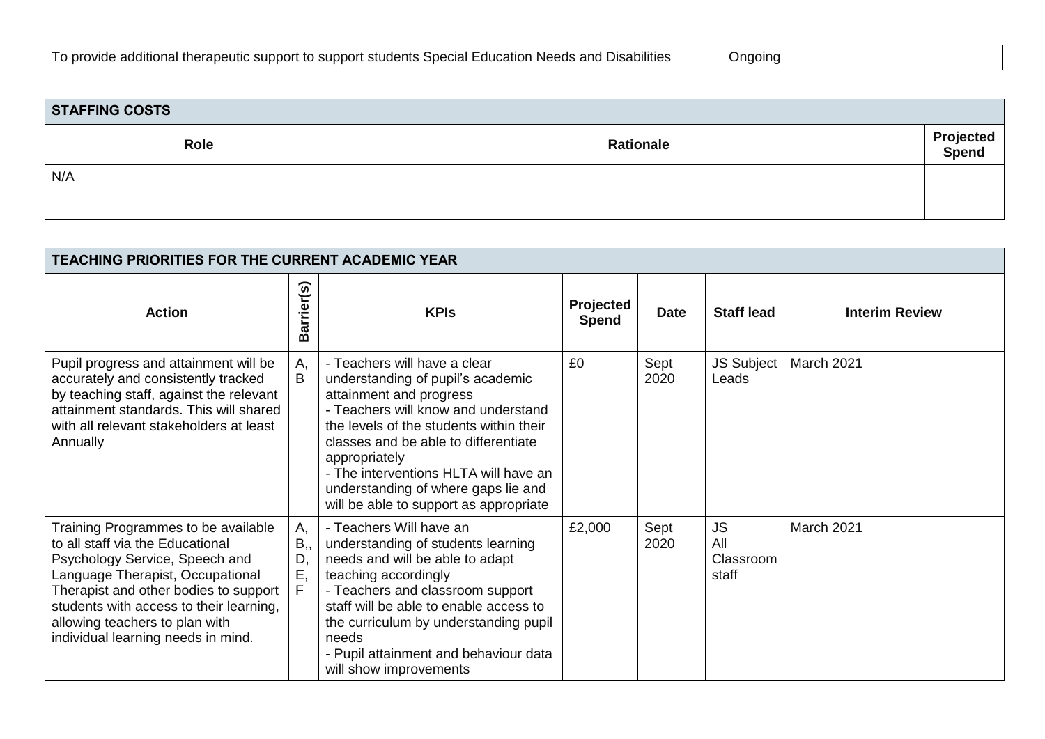| To provide additional therapeutic support to support students Special Education Needs and Disabilities | Ongoing |
|---|---|

| STAFFING COSTS | | |
|---|---|---|
| **Role** | **Rationale** | **Projected Spend** |
| N/A | | |

| TEACHING PRIORITIES FOR THE CURRENT ACADEMIC YEAR | | | | | | |
|---|---|---|---|---|---|---|
| **Action** | **Barrier(s)** | **KPIs** | **Projected Spend** | **Date** | **Staff lead** | **Interim Review** |
| Pupil progress and attainment will be accurately and consistently tracked by teaching staff, against the relevant attainment standards. This will shared with all relevant stakeholders at least Annually | A, B | - Teachers will have a clear understanding of pupil's academic attainment and progress<br>- Teachers will know and understand the levels of the students within their classes and be able to differentiate appropriately<br>- The interventions HLTA will have an understanding of where gaps lie and will be able to support as appropriate | £0 | Sept 2020 | JS Subject Leads | March 2021 |
| Training Programmes to be available to all staff via the Educational Psychology Service, Speech and Language Therapist, Occupational Therapist and other bodies to support students with access to their learning, allowing teachers to plan with individual learning needs in mind. | A, B,, D, E, F | - Teachers Will have an understanding of students learning needs and will be able to adapt teaching accordingly<br>- Teachers and classroom support staff will be able to enable access to the curriculum by understanding pupil needs<br>- Pupil attainment and behaviour data will show improvements | £2,000 | Sept 2020 | JS All Classroom staff | March 2021 |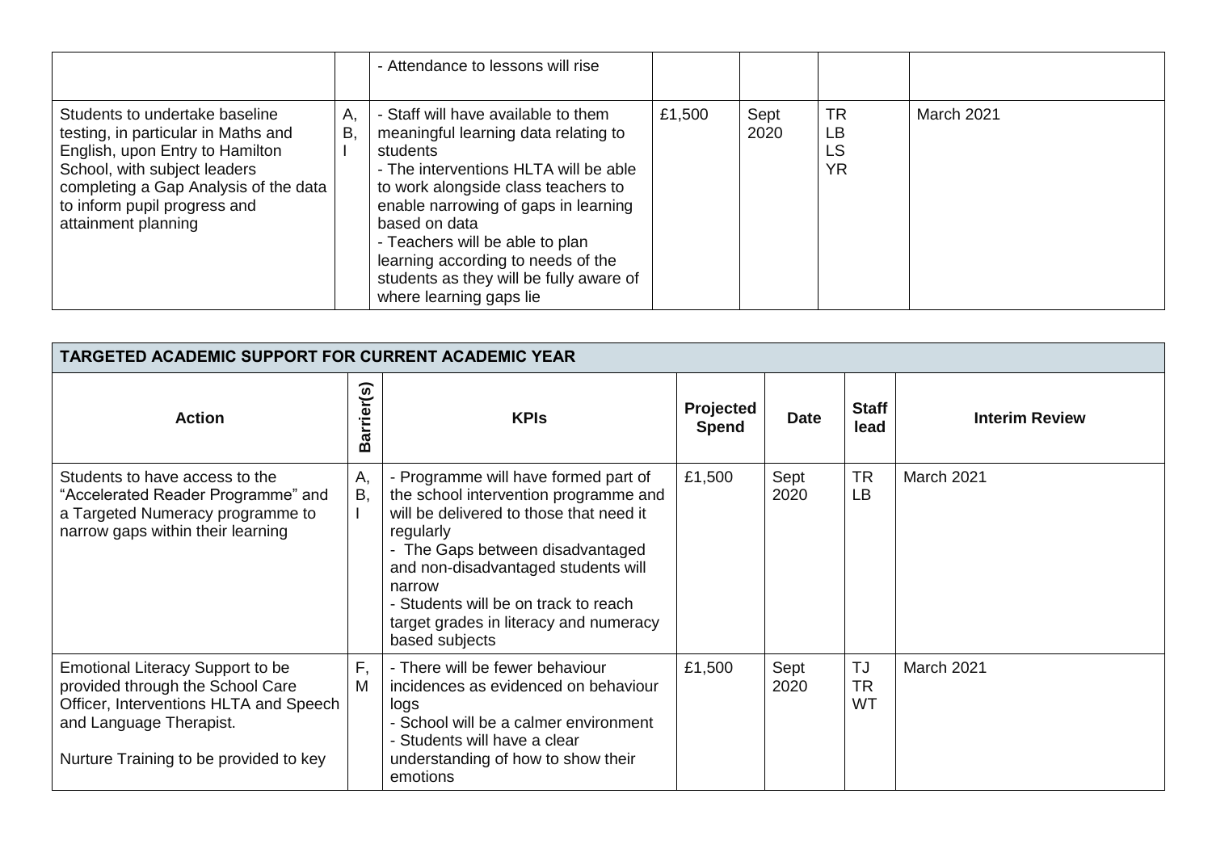| | | - Attendance to lessons will rise | | | | |
|---|---|---|---|---|---|---|
| Students to undertake baseline testing, in particular in Maths and English, upon Entry to Hamilton School, with subject leaders completing a Gap Analysis of the data to inform pupil progress and attainment planning | A, B, I | - Staff will have available to them meaningful learning data relating to students<br>- The interventions HLTA will be able to work alongside class teachers to enable narrowing of gaps in learning based on data<br>- Teachers will be able to plan learning according to needs of the students as they will be fully aware of where learning gaps lie | £1,500 | Sept 2020 | TR<br>LB<br>LS<br>YR | March 2021 |

| TARGETED ACADEMIC SUPPORT FOR CURRENT ACADEMIC YEAR | | | | | | |
|---|---|---|---|---|---|---|
| **Action** | **Barrier(s)** | **KPIs** | **Projected Spend** | **Date** | **Staff lead** | **Interim Review** |
| Students to have access to the "Accelerated Reader Programme" and a Targeted Numeracy programme to narrow gaps within their learning | A, B, I | - Programme will have formed part of the school intervention programme and will be delivered to those that need it regularly<br>- The Gaps between disadvantaged and non-disadvantaged students will narrow<br>- Students will be on track to reach target grades in literacy and numeracy based subjects | £1,500 | Sept 2020 | TR<br>LB | March 2021 |
| Emotional Literacy Support to be provided through the School Care Officer, Interventions HLTA and Speech and Language Therapist.<br><br>Nurture Training to be provided to key | F, M | - There will be fewer behaviour incidences as evidenced on behaviour logs<br>- School will be a calmer environment<br>- Students will have a clear understanding of how to show their emotions | £1,500 | Sept 2020 | TJ<br>TR<br>WT | March 2021 |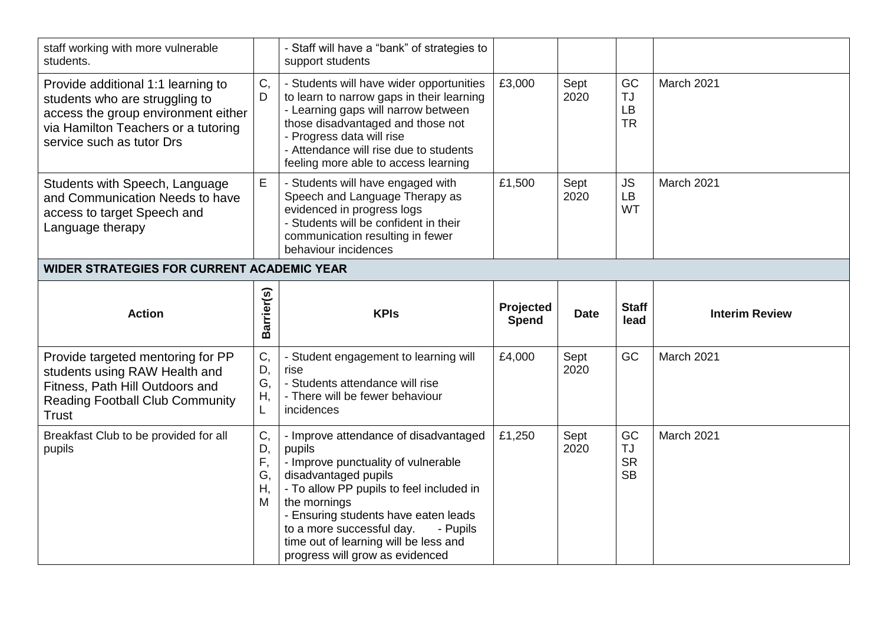| | | | | | | |
|---|---|---|---|---|---|---|
| staff working with more vulnerable students. | | - Staff will have a "bank" of strategies to support students | | | | |
| Provide additional 1:1 learning to students who are struggling to access the group environment either via Hamilton Teachers or a tutoring service such as tutor Drs | C, D | - Students will have wider opportunities to learn to narrow gaps in their learning<br>- Learning gaps will narrow between those disadvantaged and those not<br>- Progress data will rise<br>- Attendance will rise due to students feeling more able to access learning | £3,000 | Sept 2020 | GC<br>TJ<br>LB<br>TR | March 2021 |
| Students with Speech, Language and Communication Needs to have access to target Speech and Language therapy | E | - Students will have engaged with Speech and Language Therapy as evidenced in progress logs<br>- Students will be confident in their communication resulting in fewer behaviour incidences | £1,500 | Sept 2020 | JS<br>LB<br>WT | March 2021 |

**WIDER STRATEGIES FOR CURRENT ACADEMIC YEAR**

| Action | Barrier(s) | KPIs | Projected Spend | Date | Staff lead | Interim Review |
|---|---|---|---|---|---|---|
| Provide targeted mentoring for PP students using RAW Health and Fitness, Path Hill Outdoors and Reading Football Club Community Trust | C, D, G, H, L | - Student engagement to learning will rise<br>- Students attendance will rise<br>- There will be fewer behaviour incidences | £4,000 | Sept 2020 | GC | March 2021 |
| Breakfast Club to be provided for all pupils | C, D, F, G, H, M | - Improve attendance of disadvantaged pupils<br>- Improve punctuality of vulnerable disadvantaged pupils<br>- To allow PP pupils to feel included in the mornings<br>- Ensuring students have eaten leads to a more successful day. - Pupils time out of learning will be less and progress will grow as evidenced | £1,250 | Sept 2020 | GC<br>TJ<br>SR<br>SB | March 2021 |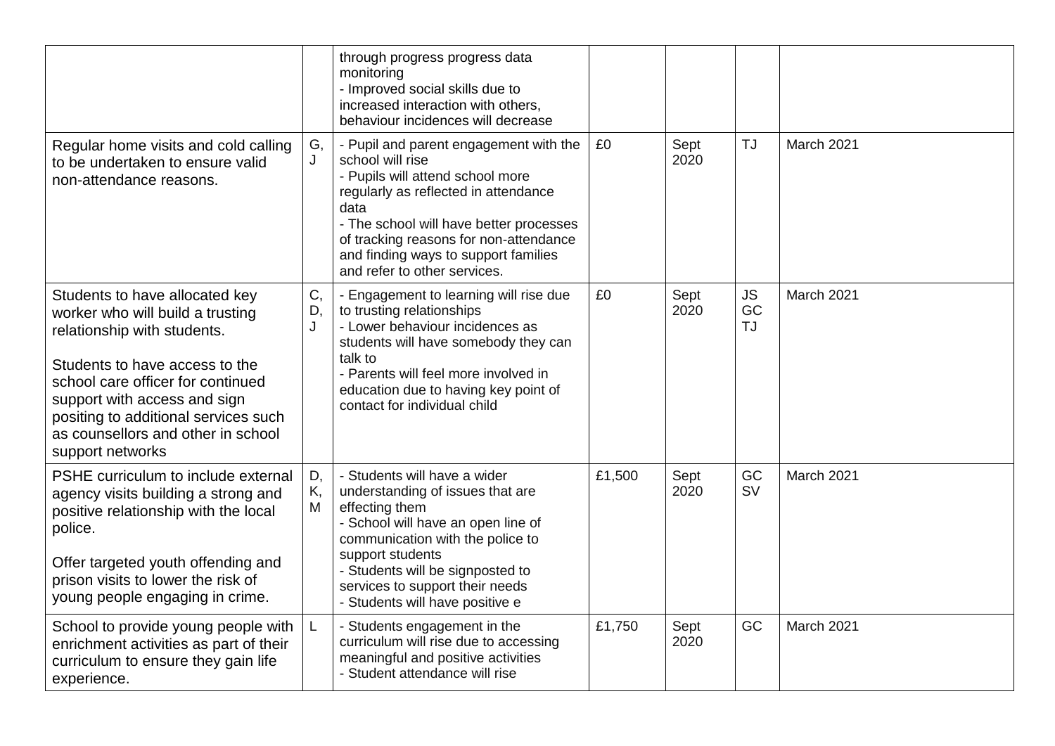| | | | | | | |
|---|---|---|---|---|---|---|
| | | through progress progress data monitoring<br>- Improved social skills due to increased interaction with others, behaviour incidences will decrease | | | | |
| Regular home visits and cold calling to be undertaken to ensure valid non-attendance reasons. | G, J | - Pupil and parent engagement with the school will rise<br>- Pupils will attend school more regularly as reflected in attendance data<br>- The school will have better processes of tracking reasons for non-attendance and finding ways to support families and refer to other services. | £0 | Sept 2020 | TJ | March 2021 |
| Students to have allocated key worker who will build a trusting relationship with students.<br><br>Students to have access to the school care officer for continued support with access and sign positing to additional services such as counsellors and other in school support networks | C, D, J | - Engagement to learning will rise due to trusting relationships<br>- Lower behaviour incidences as students will have somebody they can talk to<br>- Parents will feel more involved in education due to having key point of contact for individual child | £0 | Sept 2020 | JS GC TJ | March 2021 |
| PSHE curriculum to include external agency visits building a strong and positive relationship with the local police.<br><br>Offer targeted youth offending and prison visits to lower the risk of young people engaging in crime. | D, K, M | - Students will have a wider understanding of issues that are effecting them<br>- School will have an open line of communication with the police to support students<br>- Students will be signposted to services to support their needs<br>- Students will have positive e | £1,500 | Sept 2020 | GC SV | March 2021 |
| School to provide young people with enrichment activities as part of their curriculum to ensure they gain life experience. | L | - Students engagement in the curriculum will rise due to accessing meaningful and positive activities<br>- Student attendance will rise | £1,750 | Sept 2020 | GC | March 2021 |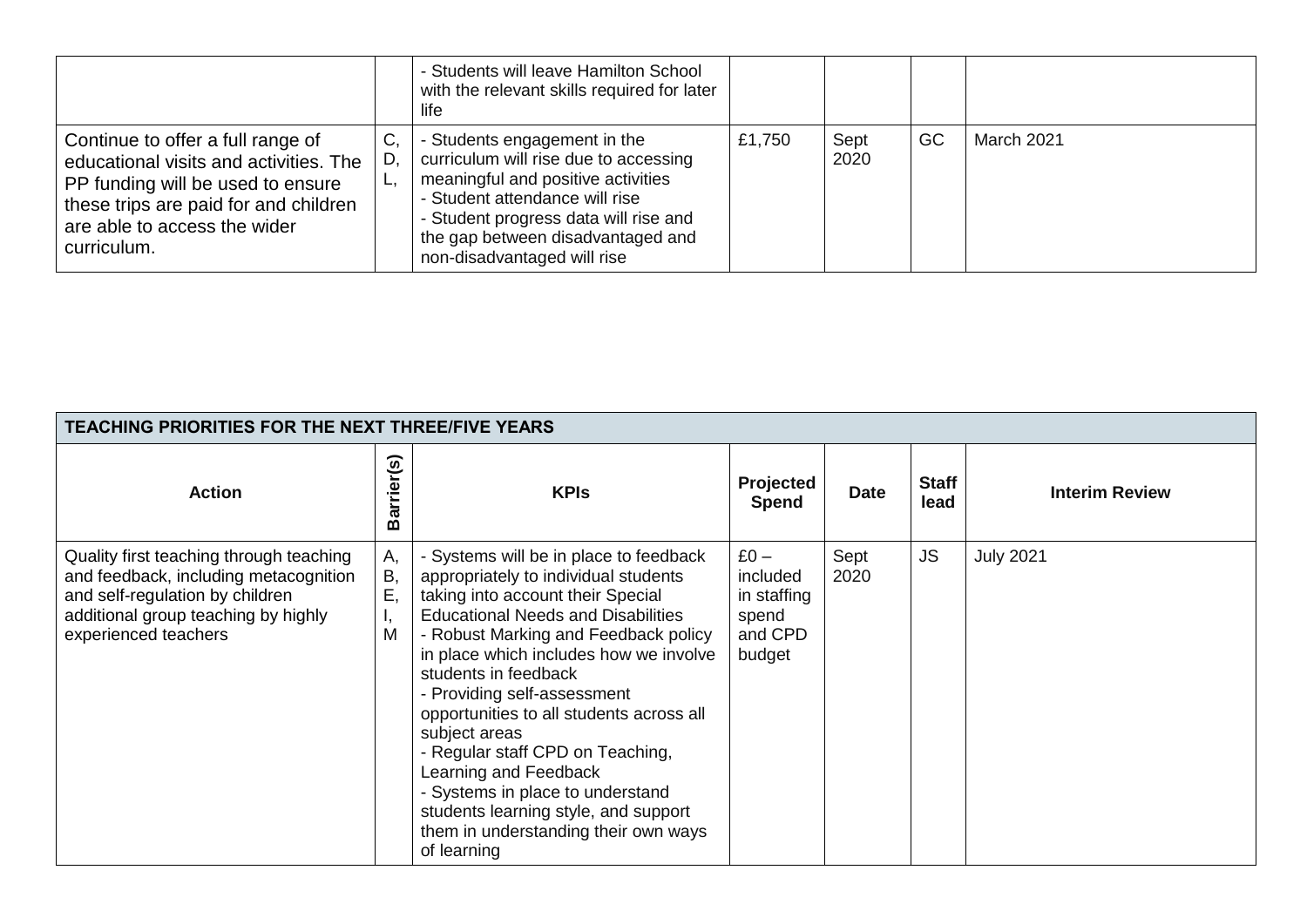| | | | | | | |
|---|---|---|---|---|---|---|
| | | - Students will leave Hamilton School with the relevant skills required for later life | | | | |
| Continue to offer a full range of educational visits and activities. The PP funding will be used to ensure these trips are paid for and children are able to access the wider curriculum. | C, D, L, | - Students engagement in the curriculum will rise due to accessing meaningful and positive activities<br>- Student attendance will rise<br>- Student progress data will rise and the gap between disadvantaged and non-disadvantaged will rise | £1,750 | Sept 2020 | GC | March 2021 |

| **TEACHING PRIORITIES FOR THE NEXT THREE/FIVE YEARS** | | | | | | |
|---|---|---|---|---|---|---|
| **Action** | **Barrier(s)** | **KPIs** | **Projected Spend** | **Date** | **Staff lead** | **Interim Review** |
| Quality first teaching through teaching and feedback, including metacognition and self-regulation by children additional group teaching by highly experienced teachers | A, B, E, I, M | - Systems will be in place to feedback appropriately to individual students taking into account their Special Educational Needs and Disabilities<br>- Robust Marking and Feedback policy in place which includes how we involve students in feedback<br>- Providing self-assessment opportunities to all students across all subject areas<br>- Regular staff CPD on Teaching, Learning and Feedback<br>- Systems in place to understand students learning style, and support them in understanding their own ways of learning | £0 – included in staffing spend and CPD budget | Sept 2020 | JS | July 2021 |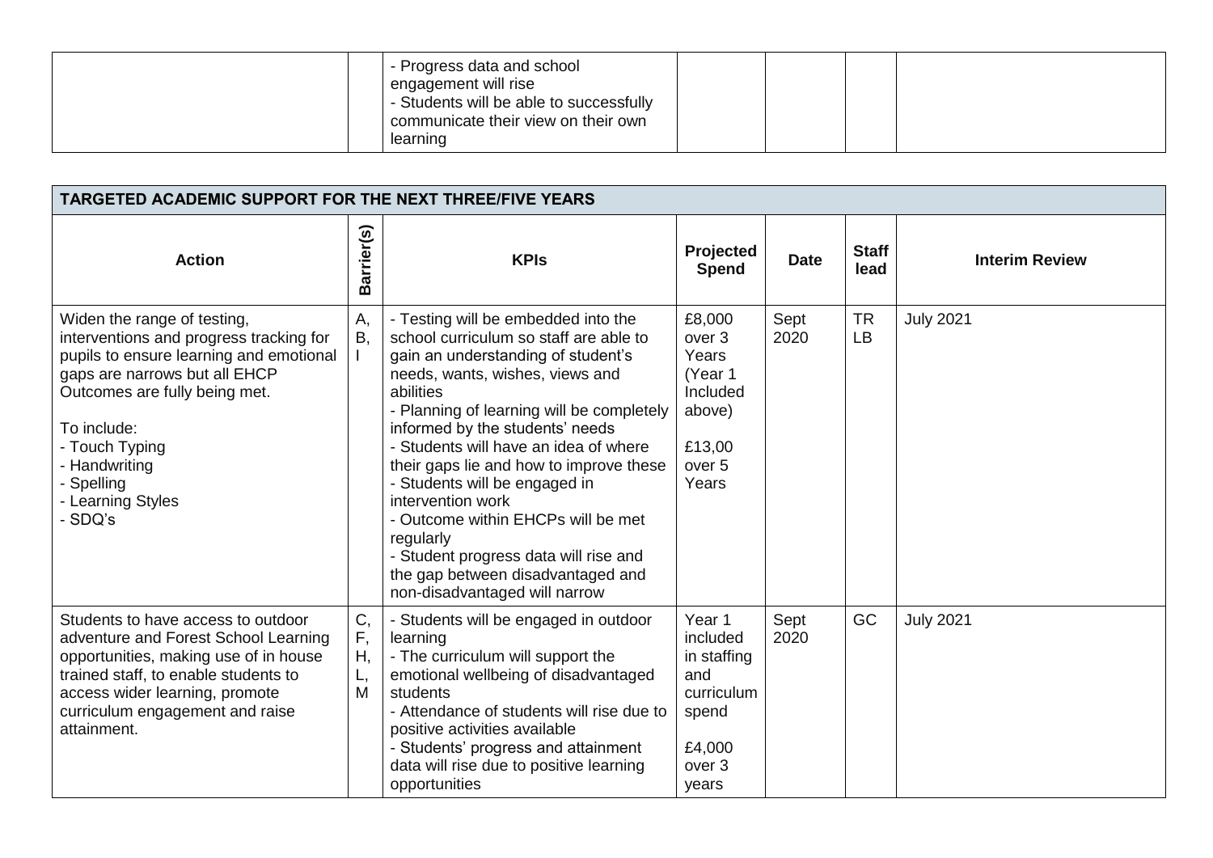| | | | | | | |
|---|---|---|---|---|---|---|
| | | - Progress data and school engagement will rise<br>- Students will be able to successfully communicate their view on their own learning | | | | |

| TARGETED ACADEMIC SUPPORT FOR THE NEXT THREE/FIVE YEARS | | | | | | |
|---|---|---|---|---|---|---|
| **Action** | **Barrier(s)** | **KPIs** | **Projected Spend** | **Date** | **Staff lead** | **Interim Review** |
| Widen the range of testing, interventions and progress tracking for pupils to ensure learning and emotional gaps are narrows but all EHCP Outcomes are fully being met.<br><br>To include:<br>- Touch Typing<br>- Handwriting<br>- Spelling<br>- Learning Styles<br>- SDQ's | A, B, I | - Testing will be embedded into the school curriculum so staff are able to gain an understanding of student's needs, wants, wishes, views and abilities<br>- Planning of learning will be completely informed by the students' needs<br>- Students will have an idea of where their gaps lie and how to improve these<br>- Students will be engaged in intervention work<br>- Outcome within EHCPs will be met regularly<br>- Student progress data will rise and the gap between disadvantaged and non-disadvantaged will narrow | £8,000 over 3 Years (Year 1 Included above)<br><br>£13,00 over 5 Years | Sept 2020 | TR LB | July 2021 |
| Students to have access to outdoor adventure and Forest School Learning opportunities, making use of in house trained staff, to enable students to access wider learning, promote curriculum engagement and raise attainment. | C, F, H, L, M | - Students will be engaged in outdoor learning<br>- The curriculum will support the emotional wellbeing of disadvantaged students<br>- Attendance of students will rise due to positive activities available<br>- Students' progress and attainment data will rise due to positive learning opportunities | Year 1 included in staffing and curriculum spend<br><br>£4,000 over 3 years | Sept 2020 | GC | July 2021 |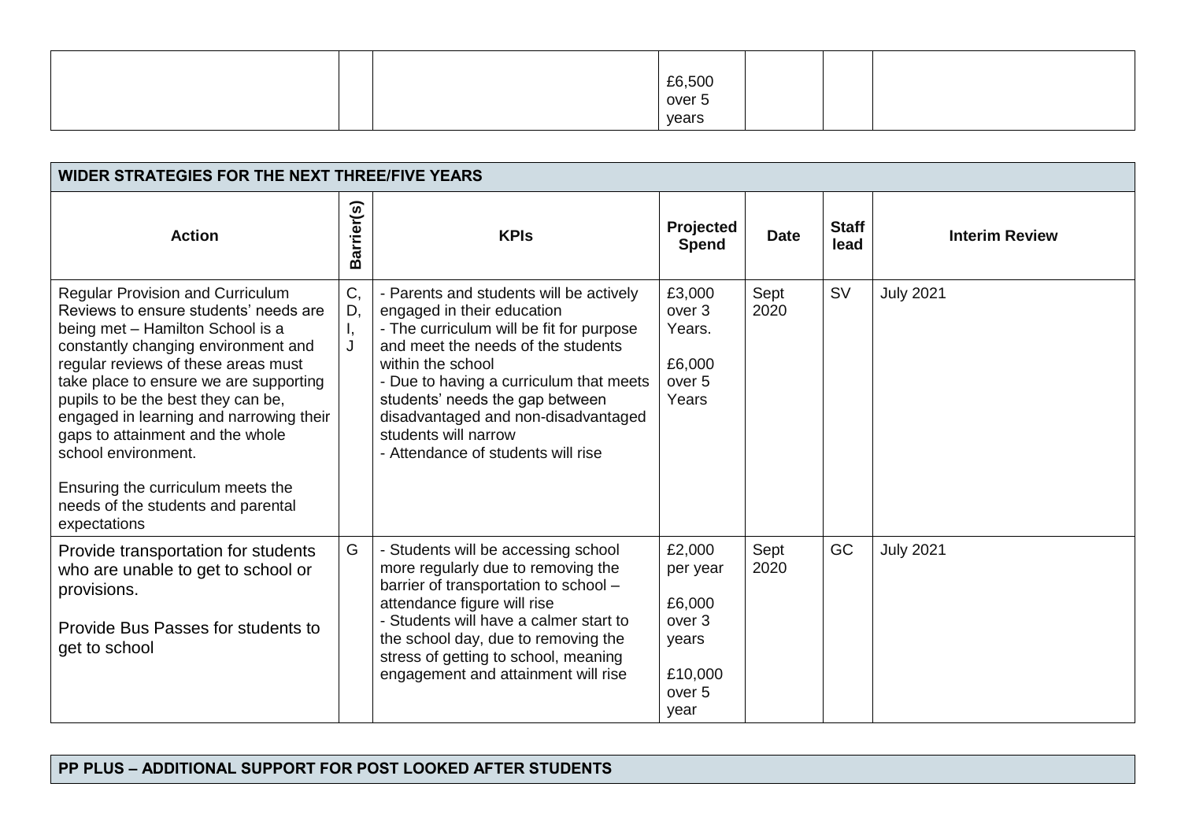| | | | | | | |
|---|---|---|---|---|---|---|
| | | | £6,500 over 5 years | | | |

| **WIDER STRATEGIES FOR THE NEXT THREE/FIVE YEARS** | | | | | | |
|---|---|---|---|---|---|---|
| **Action** | **Barrier(s)** | **KPIs** | **Projected Spend** | **Date** | **Staff lead** | **Interim Review** |
| Regular Provision and Curriculum Reviews to ensure students' needs are being met – Hamilton School is a constantly changing environment and regular reviews of these areas must take place to ensure we are supporting pupils to be the best they can be, engaged in learning and narrowing their gaps to attainment and the whole school environment.<br><br>Ensuring the curriculum meets the needs of the students and parental expectations | C, D, I, J | - Parents and students will be actively engaged in their education<br>- The curriculum will be fit for purpose and meet the needs of the students within the school<br>- Due to having a curriculum that meets students' needs the gap between disadvantaged and non-disadvantaged students will narrow<br>- Attendance of students will rise | £3,000 over 3 Years.<br><br>£6,000 over 5 Years | Sept 2020 | SV | July 2021 |
| Provide transportation for students who are unable to get to school or provisions.<br><br>Provide Bus Passes for students to get to school | G | - Students will be accessing school more regularly due to removing the barrier of transportation to school – attendance figure will rise<br>- Students will have a calmer start to the school day, due to removing the stress of getting to school, meaning engagement and attainment will rise | £2,000 per year<br><br>£6,000 over 3 years<br><br>£10,000 over 5 year | Sept 2020 | GC | July 2021 |

| **PP PLUS – ADDITIONAL SUPPORT FOR POST LOOKED AFTER STUDENTS** |
|---|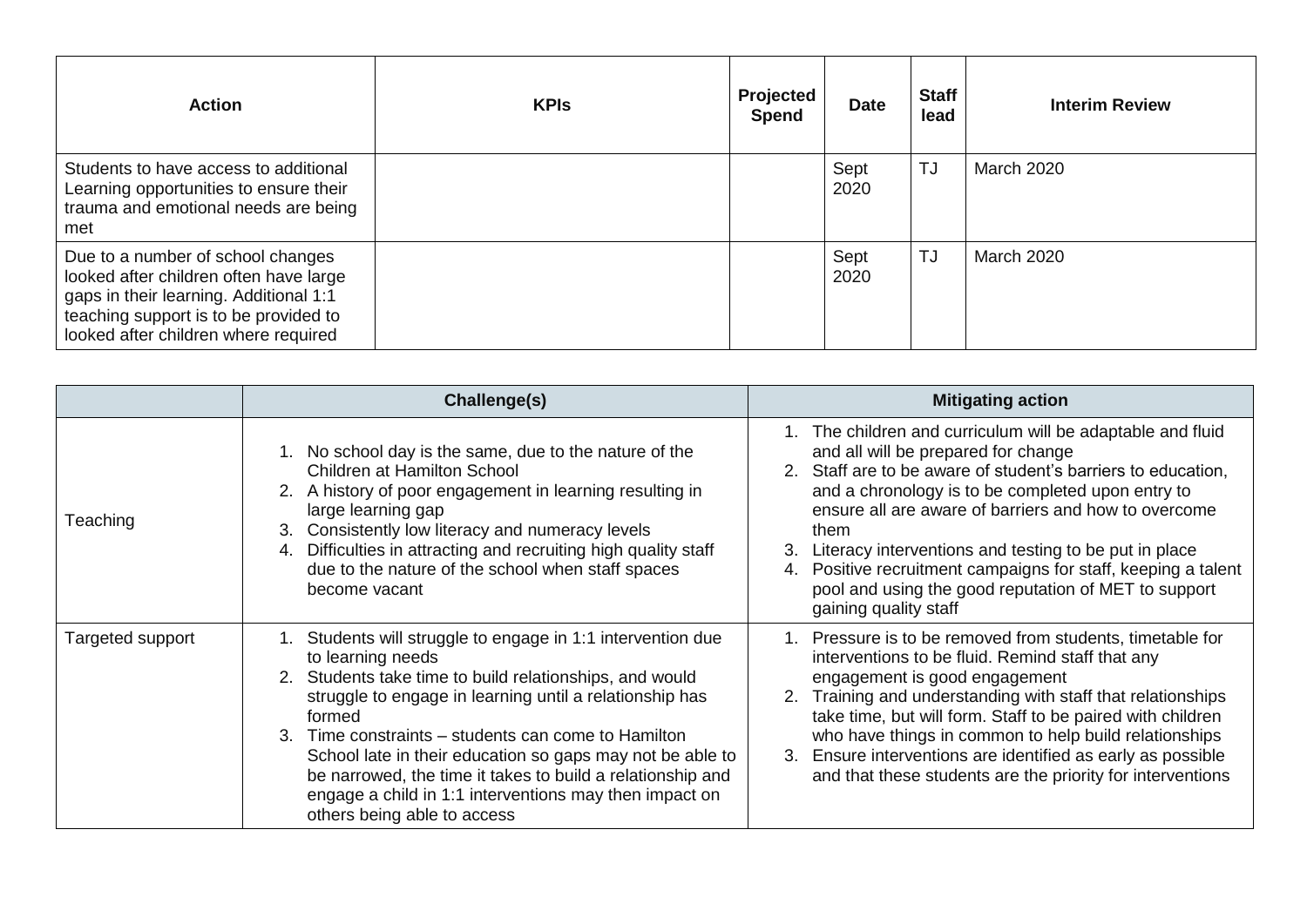| Action | KPIs | Projected Spend | Date | Staff lead | Interim Review |
|---|---|---|---|---|---|
| Students to have access to additional Learning opportunities to ensure their trauma and emotional needs are being met | | | Sept 2020 | TJ | March 2020 |
| Due to a number of school changes looked after children often have large gaps in their learning. Additional 1:1 teaching support is to be provided to looked after children where required | | | Sept 2020 | TJ | March 2020 |

| | Challenge(s) | Mitigating action |
|---|---|---|
| Teaching | 1. No school day is the same, due to the nature of the Children at Hamilton School<br>2. A history of poor engagement in learning resulting in large learning gap<br>3. Consistently low literacy and numeracy levels<br>4. Difficulties in attracting and recruiting high quality staff due to the nature of the school when staff spaces become vacant | 1. The children and curriculum will be adaptable and fluid and all will be prepared for change<br>2. Staff are to be aware of student's barriers to education, and a chronology is to be completed upon entry to ensure all are aware of barriers and how to overcome them<br>3. Literacy interventions and testing to be put in place<br>4. Positive recruitment campaigns for staff, keeping a talent pool and using the good reputation of MET to support gaining quality staff |
| Targeted support | 1. Students will struggle to engage in 1:1 intervention due to learning needs<br>2. Students take time to build relationships, and would struggle to engage in learning until a relationship has formed<br>3. Time constraints – students can come to Hamilton School late in their education so gaps may not be able to be narrowed, the time it takes to build a relationship and engage a child in 1:1 interventions may then impact on others being able to access | 1. Pressure is to be removed from students, timetable for interventions to be fluid. Remind staff that any engagement is good engagement<br>2. Training and understanding with staff that relationships take time, but will form. Staff to be paired with children who have things in common to help build relationships<br>3. Ensure interventions are identified as early as possible and that these students are the priority for interventions |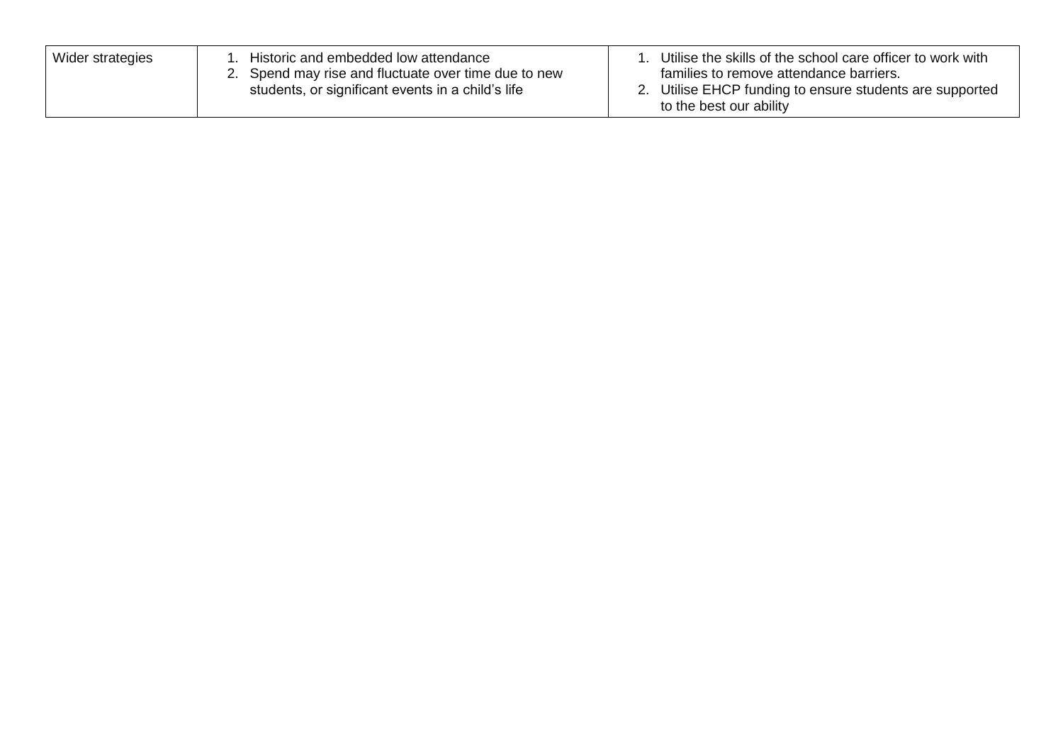| | | |
|---|---|---|
| Wider strategies | 1. Historic and embedded low attendance<br>2. Spend may rise and fluctuate over time due to new students, or significant events in a child's life | 1. Utilise the skills of the school care officer to work with families to remove attendance barriers.<br>2. Utilise EHCP funding to ensure students are supported to the best our ability |